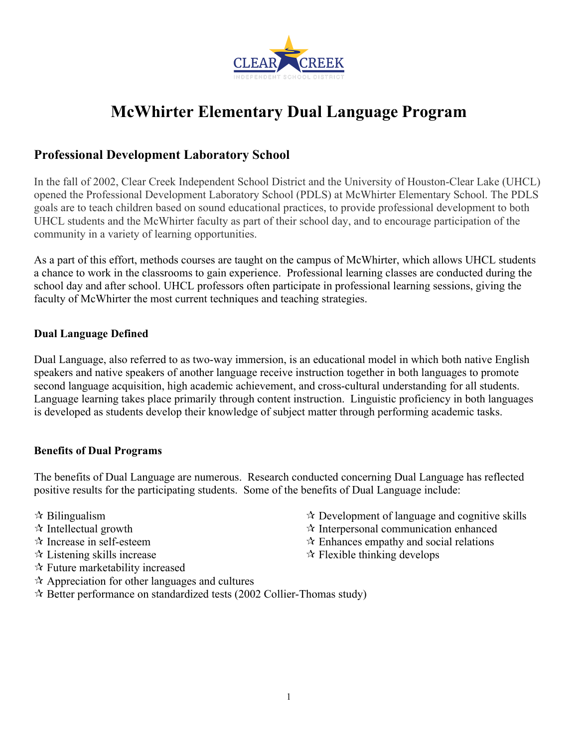# McWhirter Elementary Dual Language Program

## Professional Development Laboratory School

In the fall of 2002, Clear Creek Independent School District and the University of Houston-Clear Lake (UHCL) opened the Professional Development Laboratory School (PDLS) at McWhirter Elementary School. The PDLS goals are to teach children based on sound educational practices, to provide professional development to both UHCL students and the McWhirter faculty as part of their school day, and to encourage participation of the community in a variety of learning opportunities.

As a part of this effort, methods courses are taught on the campus of McWhirter, which allows UHCL students a chance to work in the classrooms to gain experience. Professional learning classes are conducted during the school day and after school. UHCL professors often participate in professional learning sessions, giving the faculty of McWhirter the most current techniques and teaching strategies.

### Dual Language Defined

Dual Language, also referred to as two-way immersion, is an educational model in which both native English speakers and native speakers of another language receive instruction together in both languages to promote second language acquisition, high academic achievement, and cross-cultural understanding for all students. Language learning takes place primarily through content instruction. Linguistic proficiency in both languages is developed as students develop their knowledge of subject matter through performing academic tasks.

### Benefits of Dual Programs

The benefits of Dual Language are numerous. Research conducted concerning Dual Language has reflected positive results for the participating students. Some of the benefits of Dual Language include:

- ☆ Bilingualism
- ☆ Intellectual growth
- ☆ Increase in self-esteem
- ☆ Listening skills increase
- ☆ Future marketability increased
- ☆ Appreciation for other languages and cultures
- ☆ Better performance on standardized tests (2002 Collier-Thomas study)
- ☆ Development of language and cognitive skills
- ☆ Interpersonal communication enhanced
- ☆ Enhances empathy and social relations
- ☆ Flexible thinking develops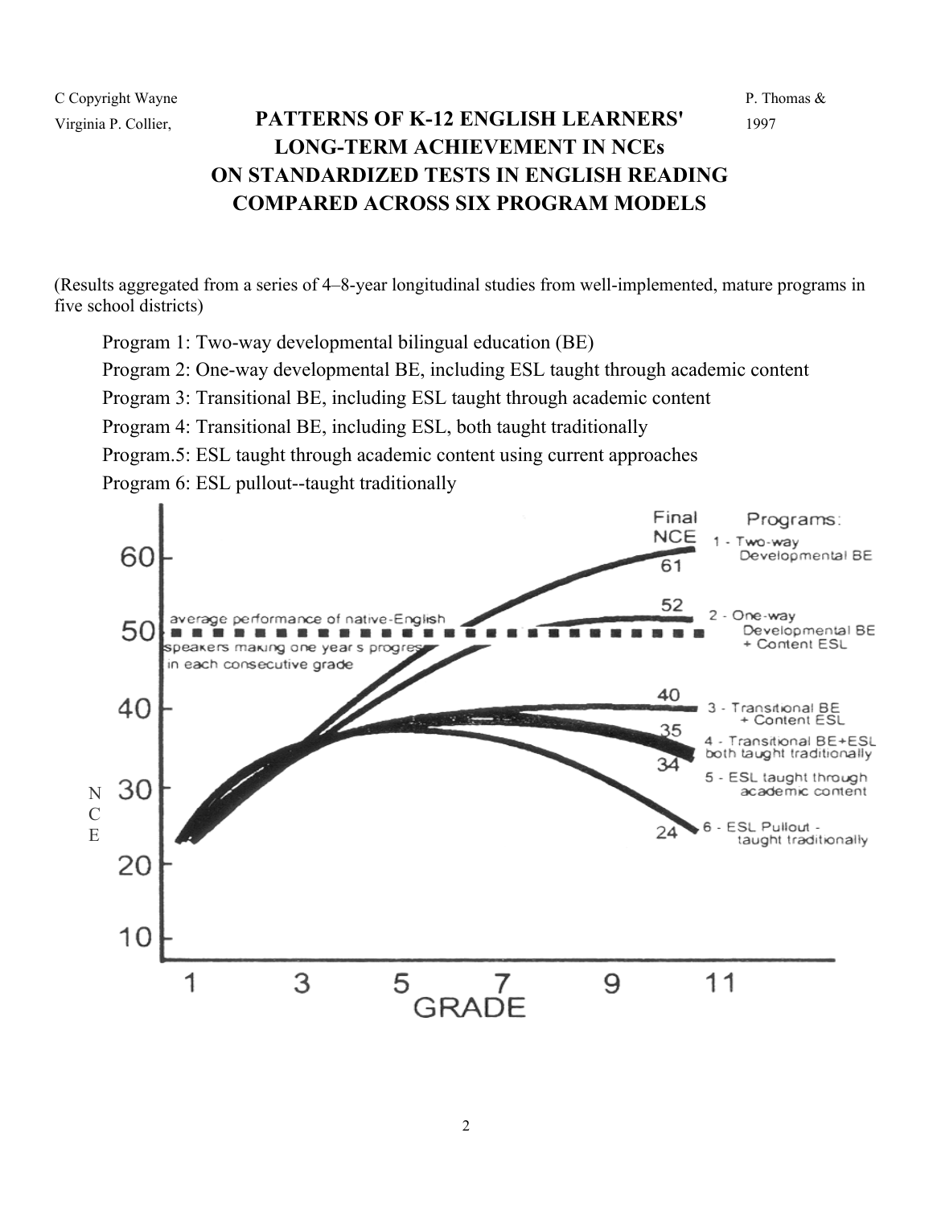C Copyright Wayne P. Thomas & Virginia P. Collier, 1997

# PATTERNS OF K-12 ENGLISH LEARNERS' LONG-TERM ACHIEVEMENT IN NCEs ON STANDARDIZED TESTS IN ENGLISH READING COMPARED ACROSS SIX PROGRAM MODELS

(Results aggregated from a series of 4–8-year longitudinal studies from well-implemented, mature programs in five school districts)

Program 1: Two-way developmental bilingual education (BE)

Program 2: One-way developmental BE, including ESL taught through academic content

Program 3: Transitional BE, including ESL taught through academic content

Program 4: Transitional BE, including ESL, both taught traditionally

Program.5: ESL taught through academic content using current approaches

Program 6: ESL pullout--taught traditionally

Final NCE

Programs:

61 1 - Two-way Developmental BE

52 2 - One-way Developmental BE + Content ESL

40 3 - Transitional BE + Content ESL

35 4 - Transitional BE+ESL both taught traditionally

34 5 - ESL taught through academic content

24 6 - ESL Pullout - taught traditionally

average performance of native-English speakers making one year's progress in each consecutive grade

NCE

60

50

40

30

20

10

GRADE

1 3 5 7 9 11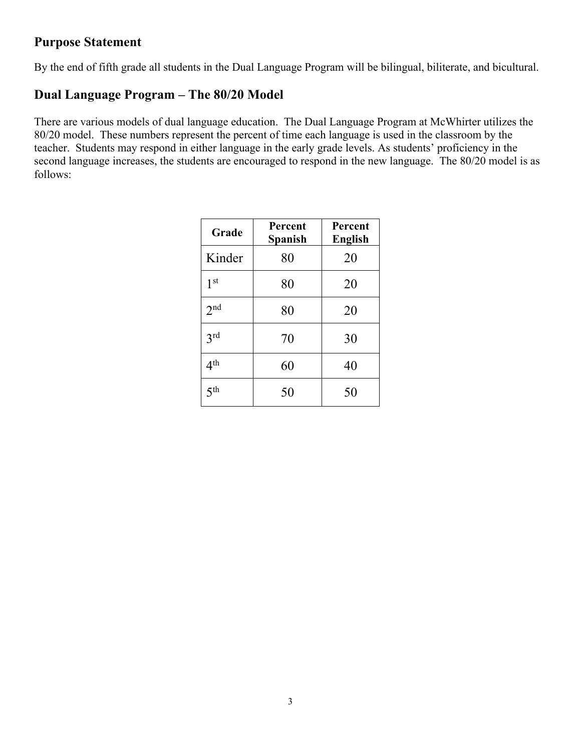## Purpose Statement

By the end of fifth grade all students in the Dual Language Program will be bilingual, biliterate, and bicultural.

## Dual Language Program – The 80/20 Model

There are various models of dual language education. The Dual Language Program at McWhirter utilizes the 80/20 model. These numbers represent the percent of time each language is used in the classroom by the teacher. Students may respond in either language in the early grade levels. As students' proficiency in the second language increases, the students are encouraged to respond in the new language. The 80/20 model is as follows:

| Grade | Percent Spanish | Percent English |
|---|---|---|
| Kinder | 80 | 20 |
| 1st | 80 | 20 |
| 2nd | 80 | 20 |
| 3rd | 70 | 30 |
| 4th | 60 | 40 |
| 5th | 50 | 50 |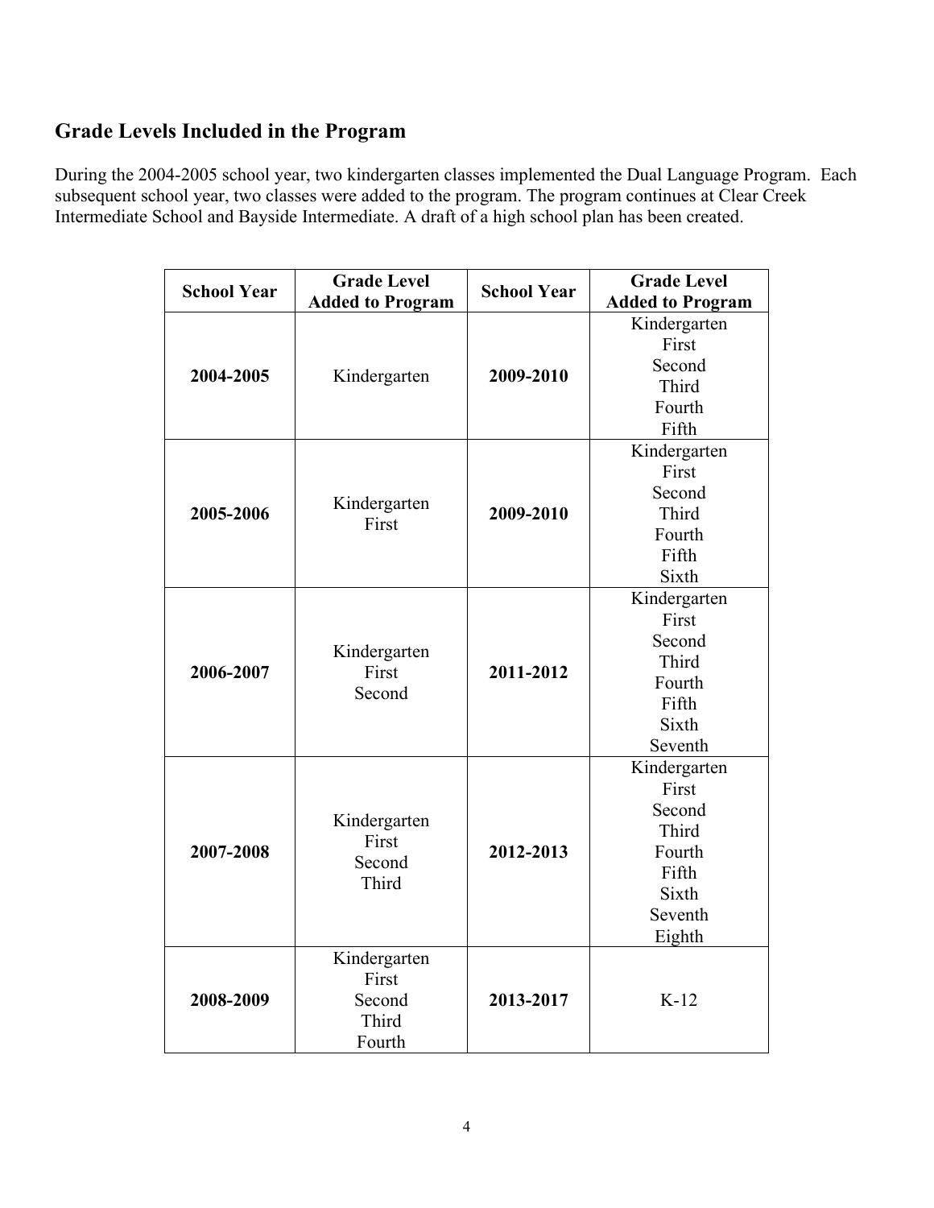## Grade Levels Included in the Program

During the 2004-2005 school year, two kindergarten classes implemented the Dual Language Program. Each subsequent school year, two classes were added to the program. The program continues at Clear Creek Intermediate School and Bayside Intermediate. A draft of a high school plan has been created.

| School Year | Grade Level Added to Program | School Year | Grade Level Added to Program |
|---|---|---|---|
| **2004-2005** | Kindergarten | **2009-2010** | Kindergarten<br>First<br>Second<br>Third<br>Fourth<br>Fifth |
| **2005-2006** | Kindergarten<br>First | **2009-2010** | Kindergarten<br>First<br>Second<br>Third<br>Fourth<br>Fifth<br>Sixth |
| **2006-2007** | Kindergarten<br>First<br>Second | **2011-2012** | Kindergarten<br>First<br>Second<br>Third<br>Fourth<br>Fifth<br>Sixth<br>Seventh |
| **2007-2008** | Kindergarten<br>First<br>Second<br>Third | **2012-2013** | Kindergarten<br>First<br>Second<br>Third<br>Fourth<br>Fifth<br>Sixth<br>Seventh<br>Eighth |
| **2008-2009** | Kindergarten<br>First<br>Second<br>Third<br>Fourth | **2013-2017** | K-12 |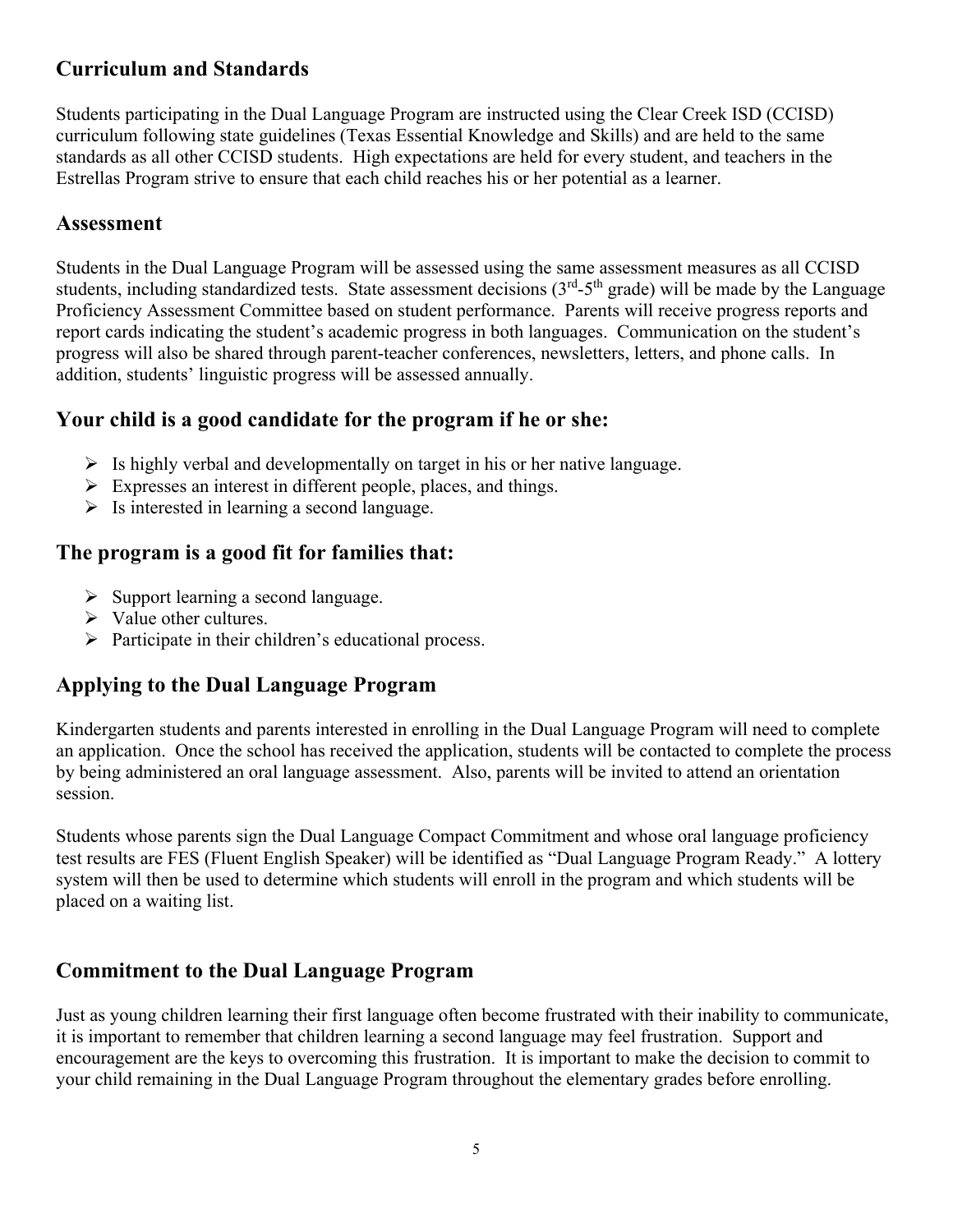## Curriculum and Standards

Students participating in the Dual Language Program are instructed using the Clear Creek ISD (CCISD) curriculum following state guidelines (Texas Essential Knowledge and Skills) and are held to the same standards as all other CCISD students. High expectations are held for every student, and teachers in the Estrellas Program strive to ensure that each child reaches his or her potential as a learner.

## Assessment

Students in the Dual Language Program will be assessed using the same assessment measures as all CCISD students, including standardized tests. State assessment decisions (3rd-5th grade) will be made by the Language Proficiency Assessment Committee based on student performance. Parents will receive progress reports and report cards indicating the student's academic progress in both languages. Communication on the student's progress will also be shared through parent-teacher conferences, newsletters, letters, and phone calls. In addition, students' linguistic progress will be assessed annually.

## Your child is a good candidate for the program if he or she:

- Is highly verbal and developmentally on target in his or her native language.
- Expresses an interest in different people, places, and things.
- Is interested in learning a second language.

## The program is a good fit for families that:

- Support learning a second language.
- Value other cultures.
- Participate in their children's educational process.

## Applying to the Dual Language Program

Kindergarten students and parents interested in enrolling in the Dual Language Program will need to complete an application. Once the school has received the application, students will be contacted to complete the process by being administered an oral language assessment. Also, parents will be invited to attend an orientation session.

Students whose parents sign the Dual Language Compact Commitment and whose oral language proficiency test results are FES (Fluent English Speaker) will be identified as "Dual Language Program Ready." A lottery system will then be used to determine which students will enroll in the program and which students will be placed on a waiting list.

## Commitment to the Dual Language Program

Just as young children learning their first language often become frustrated with their inability to communicate, it is important to remember that children learning a second language may feel frustration. Support and encouragement are the keys to overcoming this frustration. It is important to make the decision to commit to your child remaining in the Dual Language Program throughout the elementary grades before enrolling.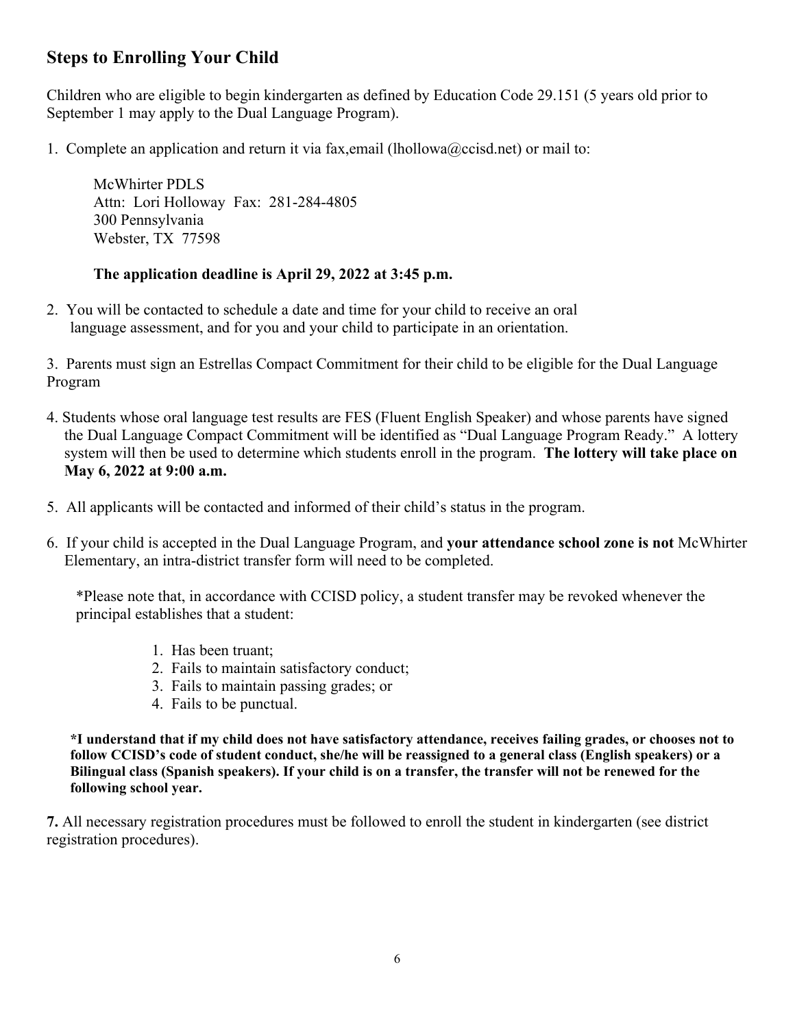## Steps to Enrolling Your Child

Children who are eligible to begin kindergarten as defined by Education Code 29.151 (5 years old prior to September 1 may apply to the Dual Language Program).

1. Complete an application and return it via fax,email (lhollowa@ccisd.net) or mail to:

   McWhirter PDLS
   Attn: Lori Holloway Fax: 281-284-4805
   300 Pennsylvania
   Webster, TX 77598

   **The application deadline is April 29, 2022 at 3:45 p.m.**

2. You will be contacted to schedule a date and time for your child to receive an oral language assessment, and for you and your child to participate in an orientation.

3. Parents must sign an Estrellas Compact Commitment for their child to be eligible for the Dual Language Program

4. Students whose oral language test results are FES (Fluent English Speaker) and whose parents have signed the Dual Language Compact Commitment will be identified as "Dual Language Program Ready." A lottery system will then be used to determine which students enroll in the program. **The lottery will take place on May 6, 2022 at 9:00 a.m.**

5. All applicants will be contacted and informed of their child's status in the program.

6. If your child is accepted in the Dual Language Program, and **your attendance school zone is not** McWhirter Elementary, an intra-district transfer form will need to be completed.

   *Please note that, in accordance with CCISD policy, a student transfer may be revoked whenever the principal establishes that a student:

   1. Has been truant;
   2. Fails to maintain satisfactory conduct;
   3. Fails to maintain passing grades; or
   4. Fails to be punctual.

   **\*I understand that if my child does not have satisfactory attendance, receives failing grades, or chooses not to follow CCISD's code of student conduct, she/he will be reassigned to a general class (English speakers) or a Bilingual class (Spanish speakers). If your child is on a transfer, the transfer will not be renewed for the following school year.**

**7.** All necessary registration procedures must be followed to enroll the student in kindergarten (see district registration procedures).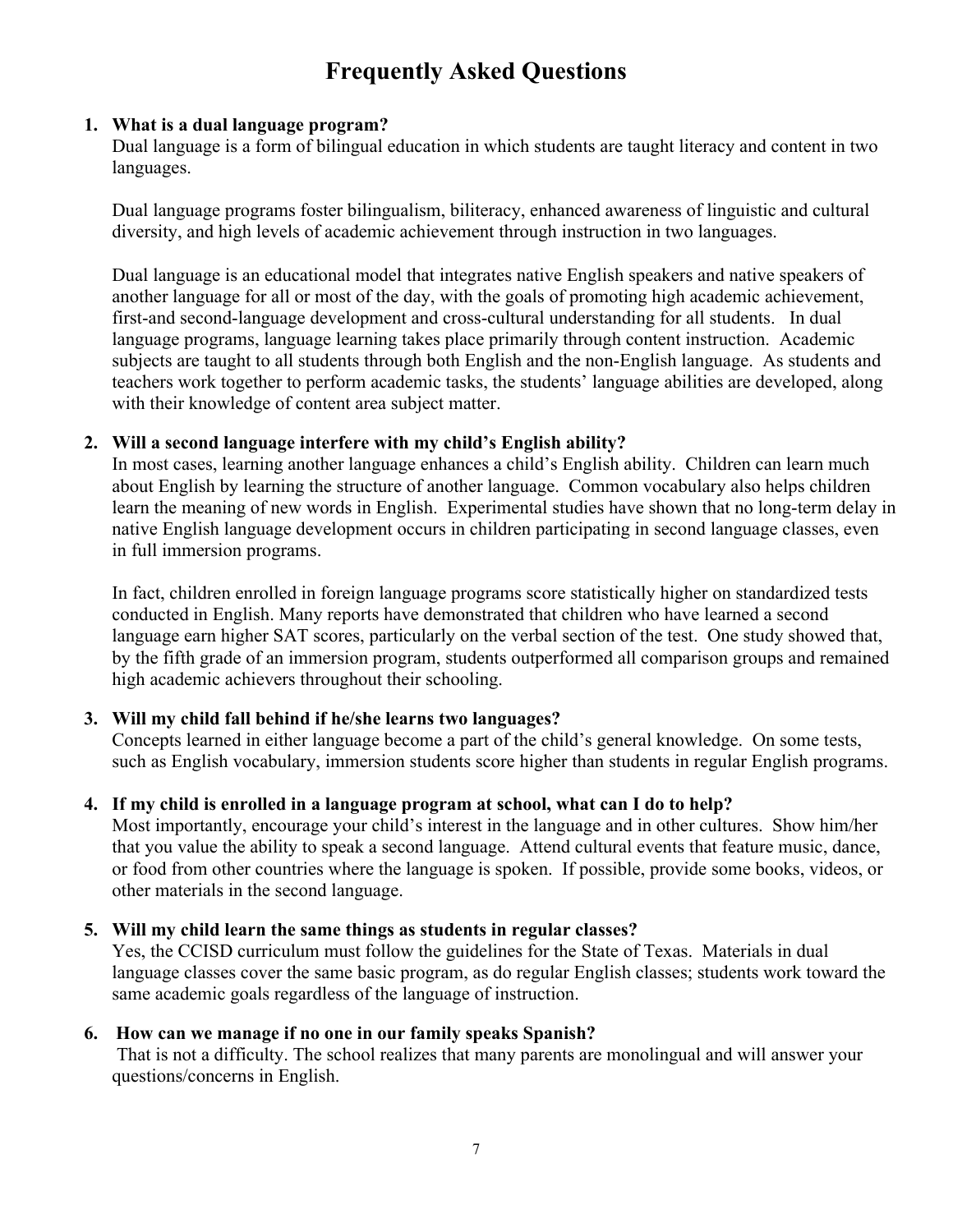# Frequently Asked Questions

1. **What is a dual language program?**

   Dual language is a form of bilingual education in which students are taught literacy and content in two languages.

   Dual language programs foster bilingualism, biliteracy, enhanced awareness of linguistic and cultural diversity, and high levels of academic achievement through instruction in two languages.

   Dual language is an educational model that integrates native English speakers and native speakers of another language for all or most of the day, with the goals of promoting high academic achievement, first-and second-language development and cross-cultural understanding for all students. In dual language programs, language learning takes place primarily through content instruction. Academic subjects are taught to all students through both English and the non-English language. As students and teachers work together to perform academic tasks, the students' language abilities are developed, along with their knowledge of content area subject matter.

2. **Will a second language interfere with my child's English ability?**

   In most cases, learning another language enhances a child's English ability. Children can learn much about English by learning the structure of another language. Common vocabulary also helps children learn the meaning of new words in English. Experimental studies have shown that no long-term delay in native English language development occurs in children participating in second language classes, even in full immersion programs.

   In fact, children enrolled in foreign language programs score statistically higher on standardized tests conducted in English. Many reports have demonstrated that children who have learned a second language earn higher SAT scores, particularly on the verbal section of the test. One study showed that, by the fifth grade of an immersion program, students outperformed all comparison groups and remained high academic achievers throughout their schooling.

3. **Will my child fall behind if he/she learns two languages?**

   Concepts learned in either language become a part of the child's general knowledge. On some tests, such as English vocabulary, immersion students score higher than students in regular English programs.

4. **If my child is enrolled in a language program at school, what can I do to help?**

   Most importantly, encourage your child's interest in the language and in other cultures. Show him/her that you value the ability to speak a second language. Attend cultural events that feature music, dance, or food from other countries where the language is spoken. If possible, provide some books, videos, or other materials in the second language.

5. **Will my child learn the same things as students in regular classes?**

   Yes, the CCISD curriculum must follow the guidelines for the State of Texas. Materials in dual language classes cover the same basic program, as do regular English classes; students work toward the same academic goals regardless of the language of instruction.

6. **How can we manage if no one in our family speaks Spanish?**

   That is not a difficulty. The school realizes that many parents are monolingual and will answer your questions/concerns in English.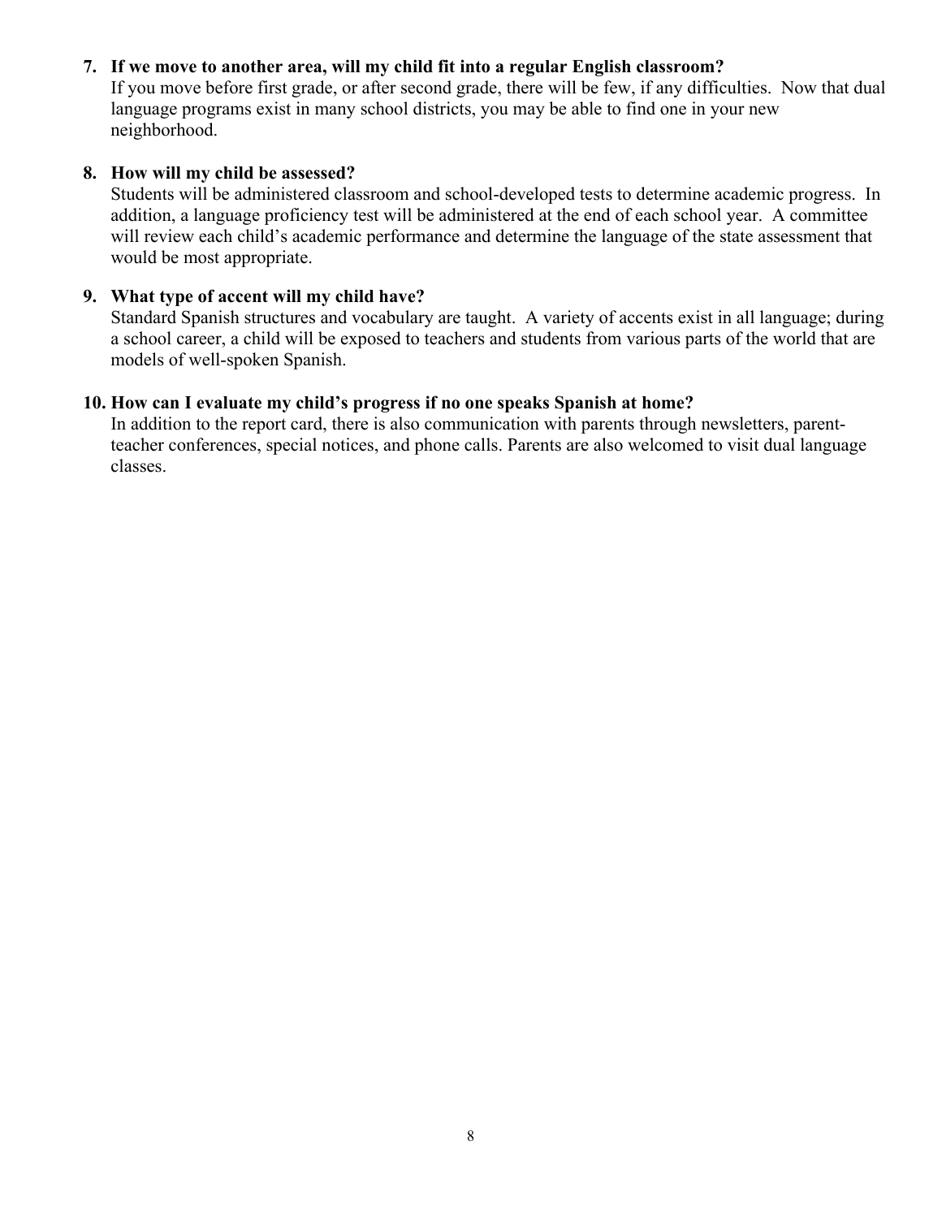7. **If we move to another area, will my child fit into a regular English classroom?**
   If you move before first grade, or after second grade, there will be few, if any difficulties. Now that dual language programs exist in many school districts, you may be able to find one in your new neighborhood.

8. **How will my child be assessed?**
   Students will be administered classroom and school-developed tests to determine academic progress. In addition, a language proficiency test will be administered at the end of each school year. A committee will review each child's academic performance and determine the language of the state assessment that would be most appropriate.

9. **What type of accent will my child have?**
   Standard Spanish structures and vocabulary are taught. A variety of accents exist in all language; during a school career, a child will be exposed to teachers and students from various parts of the world that are models of well-spoken Spanish.

10. **How can I evaluate my child's progress if no one speaks Spanish at home?**
    In addition to the report card, there is also communication with parents through newsletters, parent-teacher conferences, special notices, and phone calls. Parents are also welcomed to visit dual language classes.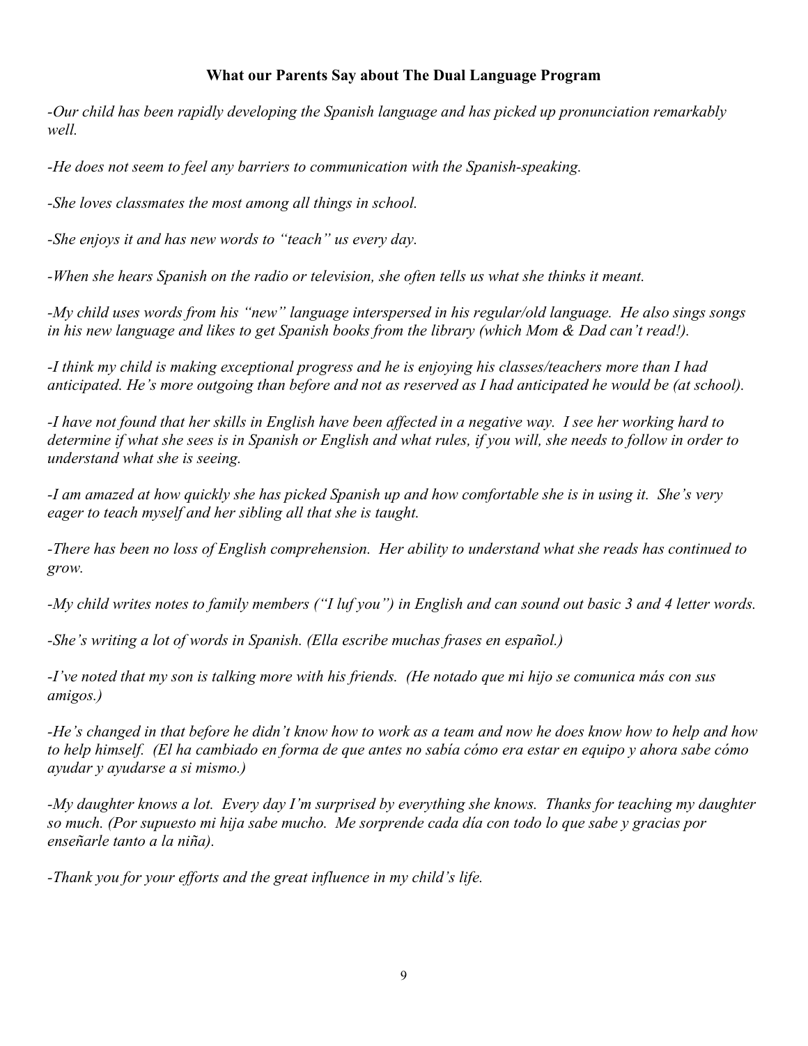**What our Parents Say about The Dual Language Program**

*-Our child has been rapidly developing the Spanish language and has picked up pronunciation remarkably well.*

*-He does not seem to feel any barriers to communication with the Spanish-speaking.*

*-She loves classmates the most among all things in school.*

*-She enjoys it and has new words to "teach" us every day.*

*-When she hears Spanish on the radio or television, she often tells us what she thinks it meant.*

*-My child uses words from his "new" language interspersed in his regular/old language. He also sings songs in his new language and likes to get Spanish books from the library (which Mom & Dad can't read!).*

*-I think my child is making exceptional progress and he is enjoying his classes/teachers more than I had anticipated. He's more outgoing than before and not as reserved as I had anticipated he would be (at school).*

*-I have not found that her skills in English have been affected in a negative way. I see her working hard to determine if what she sees is in Spanish or English and what rules, if you will, she needs to follow in order to understand what she is seeing.*

*-I am amazed at how quickly she has picked Spanish up and how comfortable she is in using it. She's very eager to teach myself and her sibling all that she is taught.*

*-There has been no loss of English comprehension. Her ability to understand what she reads has continued to grow.*

*-My child writes notes to family members ("I luf you") in English and can sound out basic 3 and 4 letter words.*

*-She's writing a lot of words in Spanish. (Ella escribe muchas frases en español.)*

*-I've noted that my son is talking more with his friends. (He notado que mi hijo se comunica más con sus amigos.)*

*-He's changed in that before he didn't know how to work as a team and now he does know how to help and how to help himself. (El ha cambiado en forma de que antes no sabía cómo era estar en equipo y ahora sabe cómo ayudar y ayudarse a si mismo.)*

*-My daughter knows a lot. Every day I'm surprised by everything she knows. Thanks for teaching my daughter so much. (Por supuesto mi hija sabe mucho. Me sorprende cada día con todo lo que sabe y gracias por enseñarle tanto a la niña).*

*-Thank you for your efforts and the great influence in my child's life.*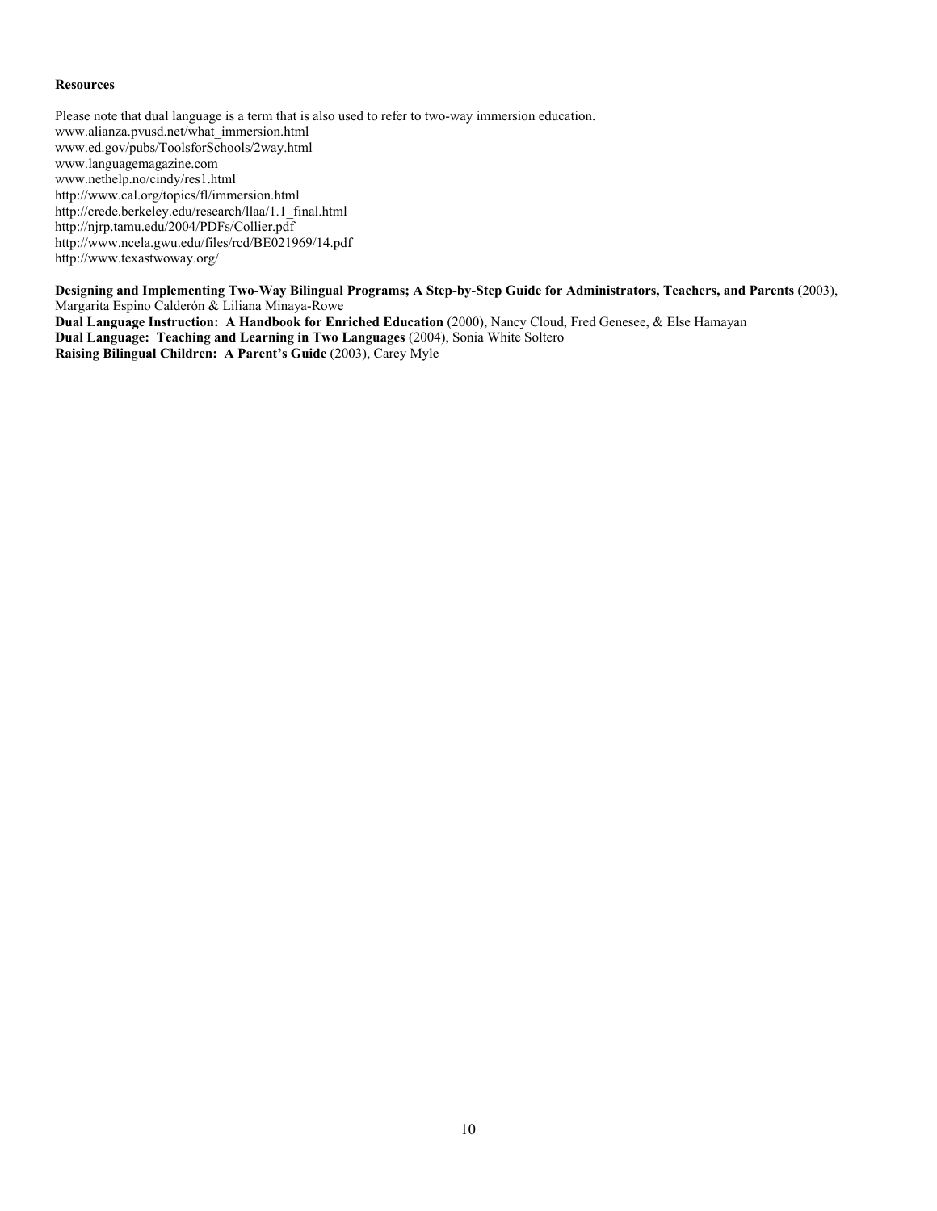**Resources**

Please note that dual language is a term that is also used to refer to two-way immersion education.
www.alianza.pvusd.net/what_immersion.html
www.ed.gov/pubs/ToolsforSchools/2way.html
www.languagemagazine.com
www.nethelp.no/cindy/res1.html
http://www.cal.org/topics/fl/immersion.html
http://crede.berkeley.edu/research/llaa/1.1_final.html
http://njrp.tamu.edu/2004/PDFs/Collier.pdf
http://www.ncela.gwu.edu/files/rcd/BE021969/14.pdf
http://www.texastwoway.org/

**Designing and Implementing Two-Way Bilingual Programs; A Step-by-Step Guide for Administrators, Teachers, and Parents** (2003), Margarita Espino Calderón & Liliana Minaya-Rowe
**Dual Language Instruction: A Handbook for Enriched Education** (2000), Nancy Cloud, Fred Genesee, & Else Hamayan
**Dual Language: Teaching and Learning in Two Languages** (2004), Sonia White Soltero
**Raising Bilingual Children: A Parent's Guide** (2003), Carey Myle